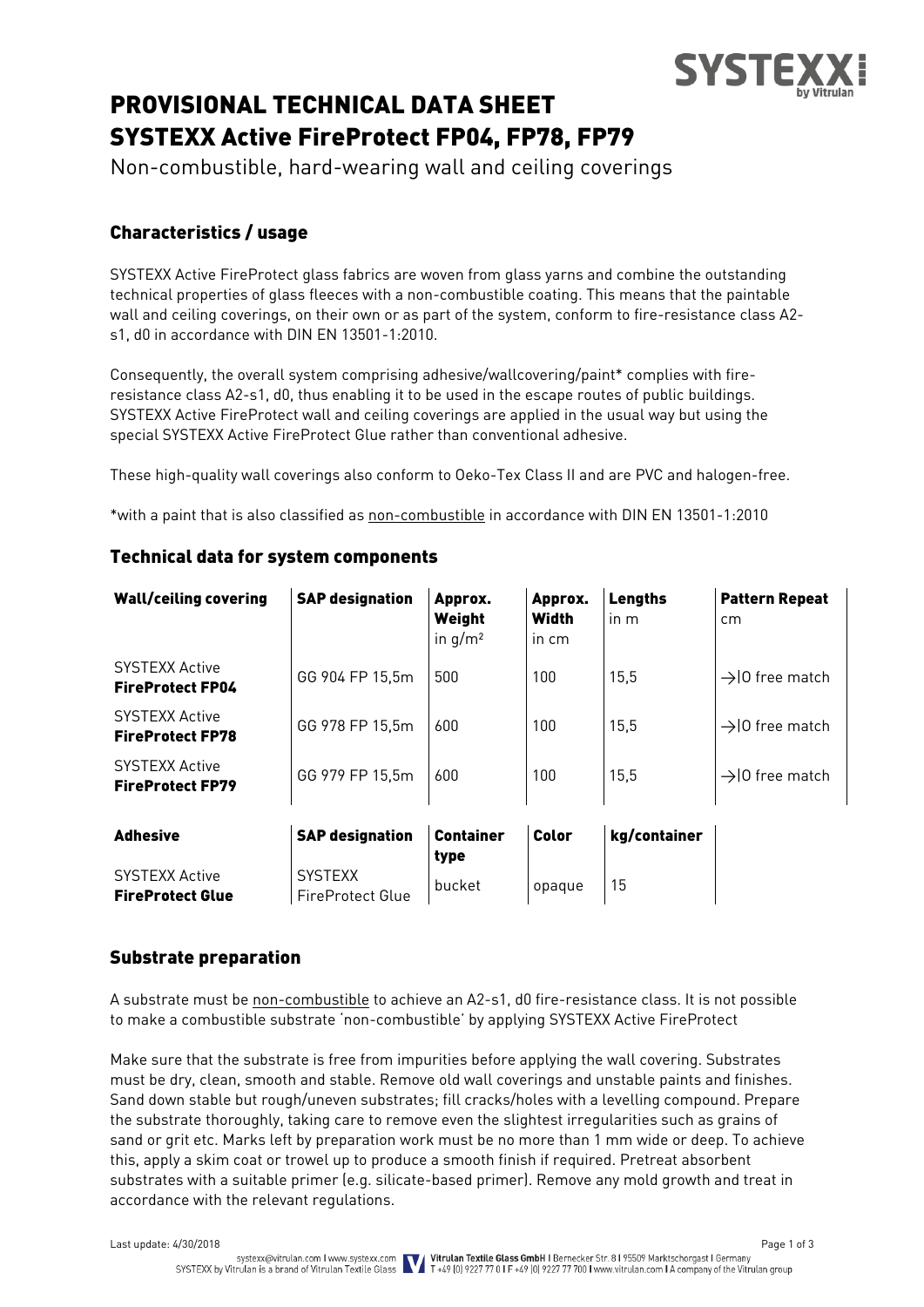# PROVISIONAL TECHNICAL DATA SHEET
# SYSTEXX Active FireProtect FP04, FP78, FP79

Non-combustible, hard-wearing wall and ceiling coverings

## Characteristics / usage

SYSTEXX Active FireProtect glass fabrics are woven from glass yarns and combine the outstanding technical properties of glass fleeces with a non-combustible coating. This means that the paintable wall and ceiling coverings, on their own or as part of the system, conform to fire-resistance class A2-s1, d0 in accordance with DIN EN 13501-1:2010.

Consequently, the overall system comprising adhesive/wallcovering/paint* complies with fire-resistance class A2-s1, d0, thus enabling it to be used in the escape routes of public buildings. SYSTEXX Active FireProtect wall and ceiling coverings are applied in the usual way but using the special SYSTEXX Active FireProtect Glue rather than conventional adhesive.

These high-quality wall coverings also conform to Oeko-Tex Class II and are PVC and halogen-free.

*with a paint that is also classified as non-combustible in accordance with DIN EN 13501-1:2010

## Technical data for system components

| **Wall/ceiling covering** | **SAP designation** | **Approx. Weight** in g/m² | **Approx. Width** in cm | **Lengths** in m | **Pattern Repeat** cm |
|---|---|---|---|---|---|
| SYSTEXX Active **FireProtect FP04** | GG 904 FP 15,5m | 500 | 100 | 15,5 | →\|0 free match |
| SYSTEXX Active **FireProtect FP78** | GG 978 FP 15,5m | 600 | 100 | 15,5 | →\|0 free match |
| SYSTEXX Active **FireProtect FP79** | GG 979 FP 15,5m | 600 | 100 | 15,5 | →\|0 free match |

| **Adhesive** | **SAP designation** | **Container type** | **Color** | **kg/container** |
|---|---|---|---|---|
| SYSTEXX Active **FireProtect Glue** | SYSTEXX FireProtect Glue | bucket | opaque | 15 |

## Substrate preparation

A substrate must be non-combustible to achieve an A2-s1, d0 fire-resistance class. It is not possible to make a combustible substrate 'non-combustible' by applying SYSTEXX Active FireProtect

Make sure that the substrate is free from impurities before applying the wall covering. Substrates must be dry, clean, smooth and stable. Remove old wall coverings and unstable paints and finishes. Sand down stable but rough/uneven substrates; fill cracks/holes with a levelling compound. Prepare the substrate thoroughly, taking care to remove even the slightest irregularities such as grains of sand or grit etc. Marks left by preparation work must be no more than 1 mm wide or deep. To achieve this, apply a skim coat or trowel up to produce a smooth finish if required. Pretreat absorbent substrates with a suitable primer (e.g. silicate-based primer). Remove any mold growth and treat in accordance with the relevant regulations.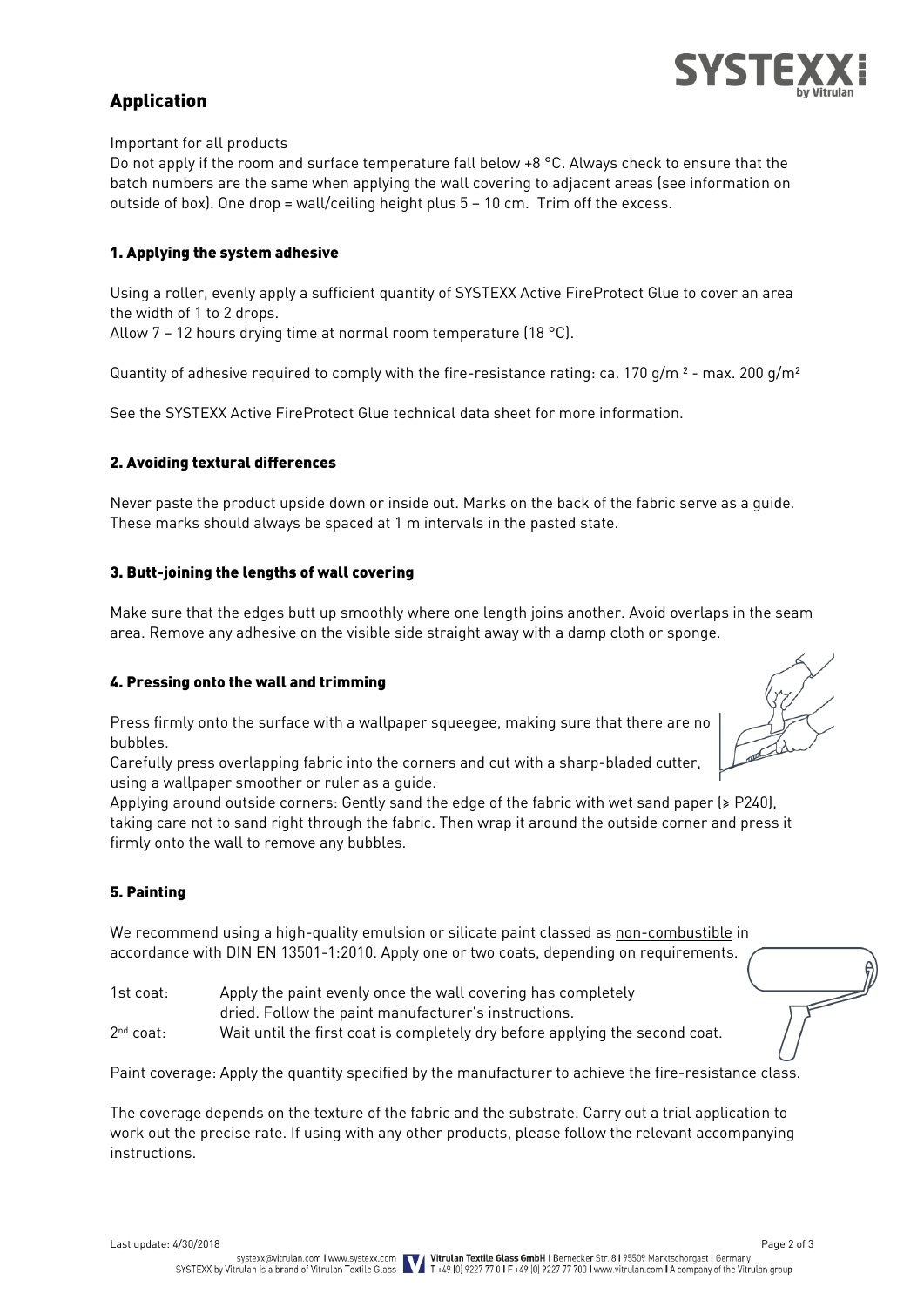## Application

Important for all products

Do not apply if the room and surface temperature fall below +8 °C. Always check to ensure that the batch numbers are the same when applying the wall covering to adjacent areas (see information on outside of box). One drop = wall/ceiling height plus 5 – 10 cm. Trim off the excess.

### 1. Applying the system adhesive

Using a roller, evenly apply a sufficient quantity of SYSTEXX Active FireProtect Glue to cover an area the width of 1 to 2 drops.

Allow 7 – 12 hours drying time at normal room temperature (18 °C).

Quantity of adhesive required to comply with the fire-resistance rating: ca. 170 g/m $^2$ - max. 200 g/m$^2$

See the SYSTEXX Active FireProtect Glue technical data sheet for more information.

### 2. Avoiding textural differences

Never paste the product upside down or inside out. Marks on the back of the fabric serve as a guide. These marks should always be spaced at 1 m intervals in the pasted state.

### 3. Butt-joining the lengths of wall covering

Make sure that the edges butt up smoothly where one length joins another. Avoid overlaps in the seam area. Remove any adhesive on the visible side straight away with a damp cloth or sponge.

### 4. Pressing onto the wall and trimming

Press firmly onto the surface with a wallpaper squeegee, making sure that there are no bubbles.

Carefully press overlapping fabric into the corners and cut with a sharp-bladed cutter, using a wallpaper smoother or ruler as a guide.

Applying around outside corners: Gently sand the edge of the fabric with wet sand paper (≥ P240), taking care not to sand right through the fabric. Then wrap it around the outside corner and press it firmly onto the wall to remove any bubbles.

### 5. Painting

We recommend using a high-quality emulsion or silicate paint classed as non-combustible in accordance with DIN EN 13501-1:2010. Apply one or two coats, depending on requirements.

1st coat: Apply the paint evenly once the wall covering has completely dried. Follow the paint manufacturer's instructions.

2nd coat: Wait until the first coat is completely dry before applying the second coat.

Paint coverage: Apply the quantity specified by the manufacturer to achieve the fire-resistance class.

The coverage depends on the texture of the fabric and the substrate. Carry out a trial application to work out the precise rate. If using with any other products, please follow the relevant accompanying instructions.

Last update: 4/30/2018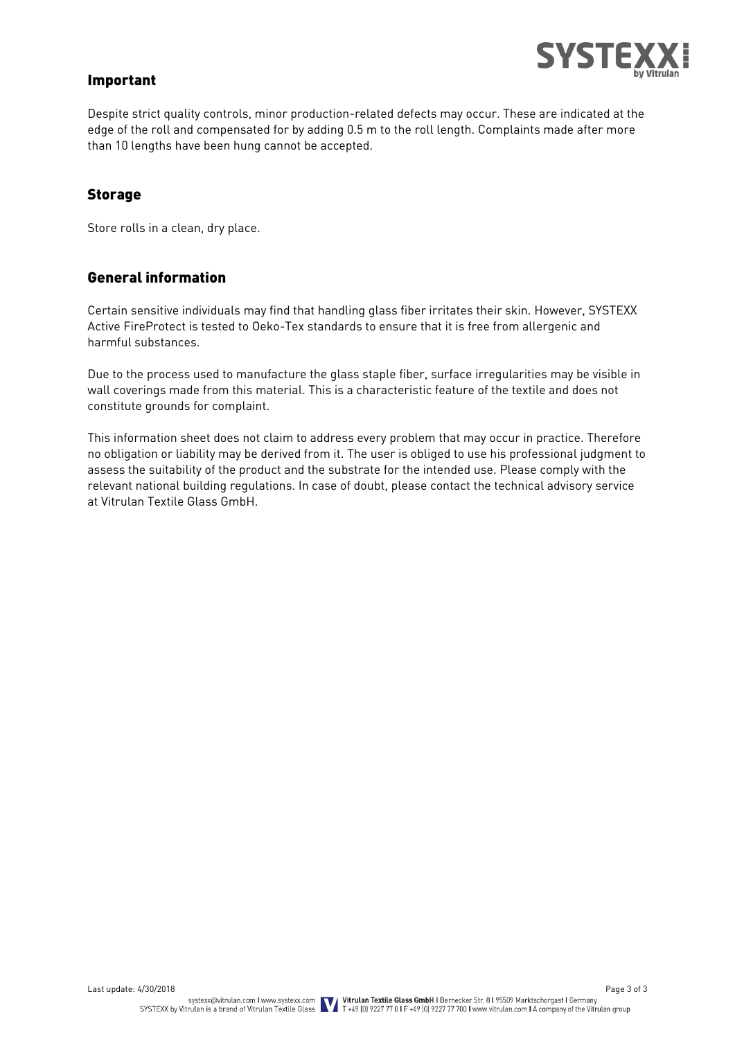## Important

Despite strict quality controls, minor production-related defects may occur. These are indicated at the edge of the roll and compensated for by adding 0.5 m to the roll length. Complaints made after more than 10 lengths have been hung cannot be accepted.

## Storage

Store rolls in a clean, dry place.

## General information

Certain sensitive individuals may find that handling glass fiber irritates their skin. However, SYSTEXX Active FireProtect is tested to Oeko-Tex standards to ensure that it is free from allergenic and harmful substances.

Due to the process used to manufacture the glass staple fiber, surface irregularities may be visible in wall coverings made from this material. This is a characteristic feature of the textile and does not constitute grounds for complaint.

This information sheet does not claim to address every problem that may occur in practice. Therefore no obligation or liability may be derived from it. The user is obliged to use his professional judgment to assess the suitability of the product and the substrate for the intended use. Please comply with the relevant national building regulations. In case of doubt, please contact the technical advisory service at Vitrulan Textile Glass GmbH.